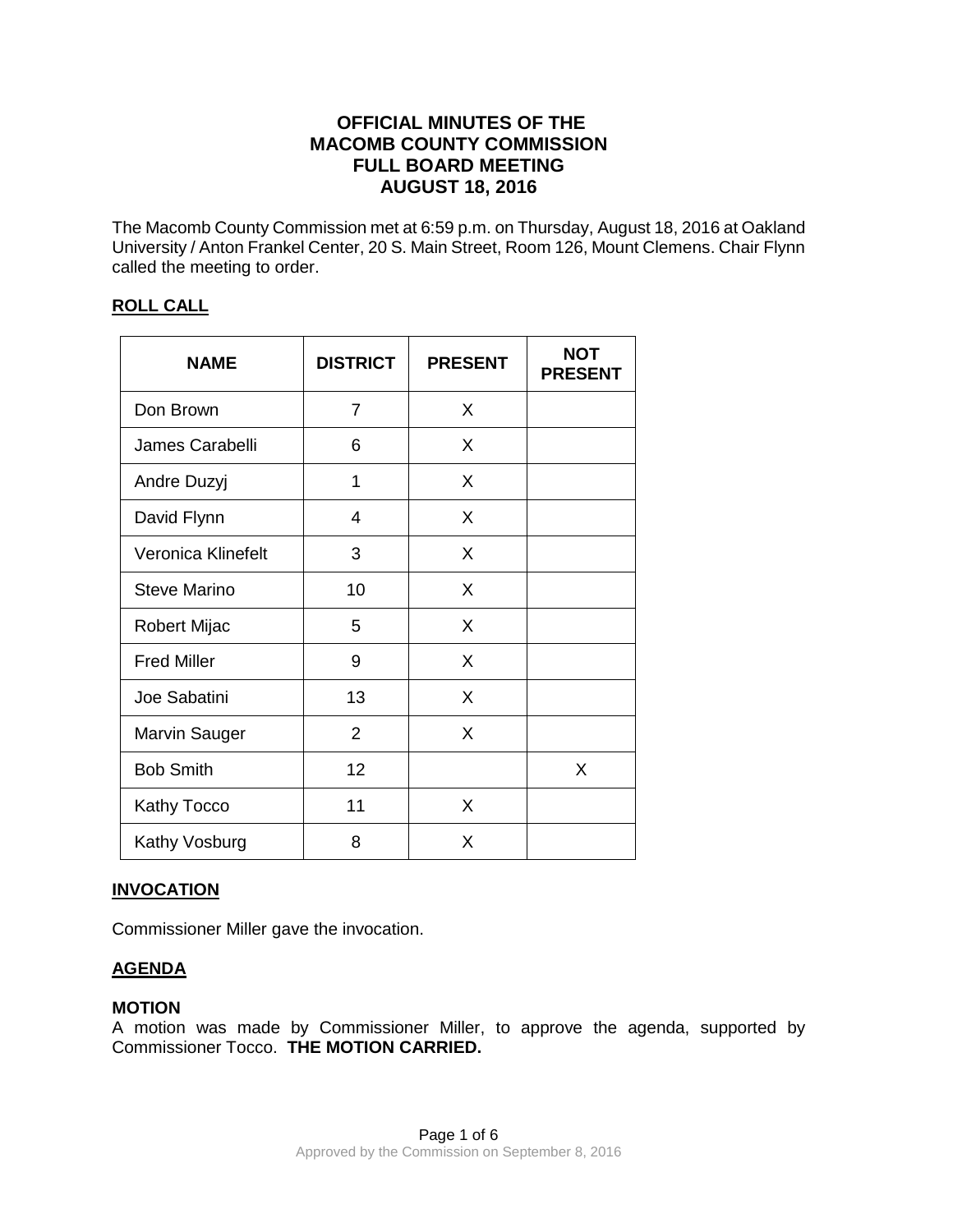# OFFICIAL MINUTES OF THE MACOMB COUNTY COMMISSION FULL BOARD MEETING AUGUST 18, 2016

The Macomb County Commission met at 6:59 p.m. on Thursday, August 18, 2016 at Oakland University / Anton Frankel Center, 20 S. Main Street, Room 126, Mount Clemens. Chair Flynn called the meeting to order.

## ROLL CALL

| NAME | DISTRICT | PRESENT | NOT PRESENT |
|---|---|---|---|
| Don Brown | 7 | X | |
| James Carabelli | 6 | X | |
| Andre Duzyj | 1 | X | |
| David Flynn | 4 | X | |
| Veronica Klinefelt | 3 | X | |
| Steve Marino | 10 | X | |
| Robert Mijac | 5 | X | |
| Fred Miller | 9 | X | |
| Joe Sabatini | 13 | X | |
| Marvin Sauger | 2 | X | |
| Bob Smith | 12 | | X |
| Kathy Tocco | 11 | X | |
| Kathy Vosburg | 8 | X | |

## INVOCATION

Commissioner Miller gave the invocation.

## AGENDA

**MOTION**
A motion was made by Commissioner Miller, to approve the agenda, supported by Commissioner Tocco. **THE MOTION CARRIED.**

Approved by the Commission on September 8, 2016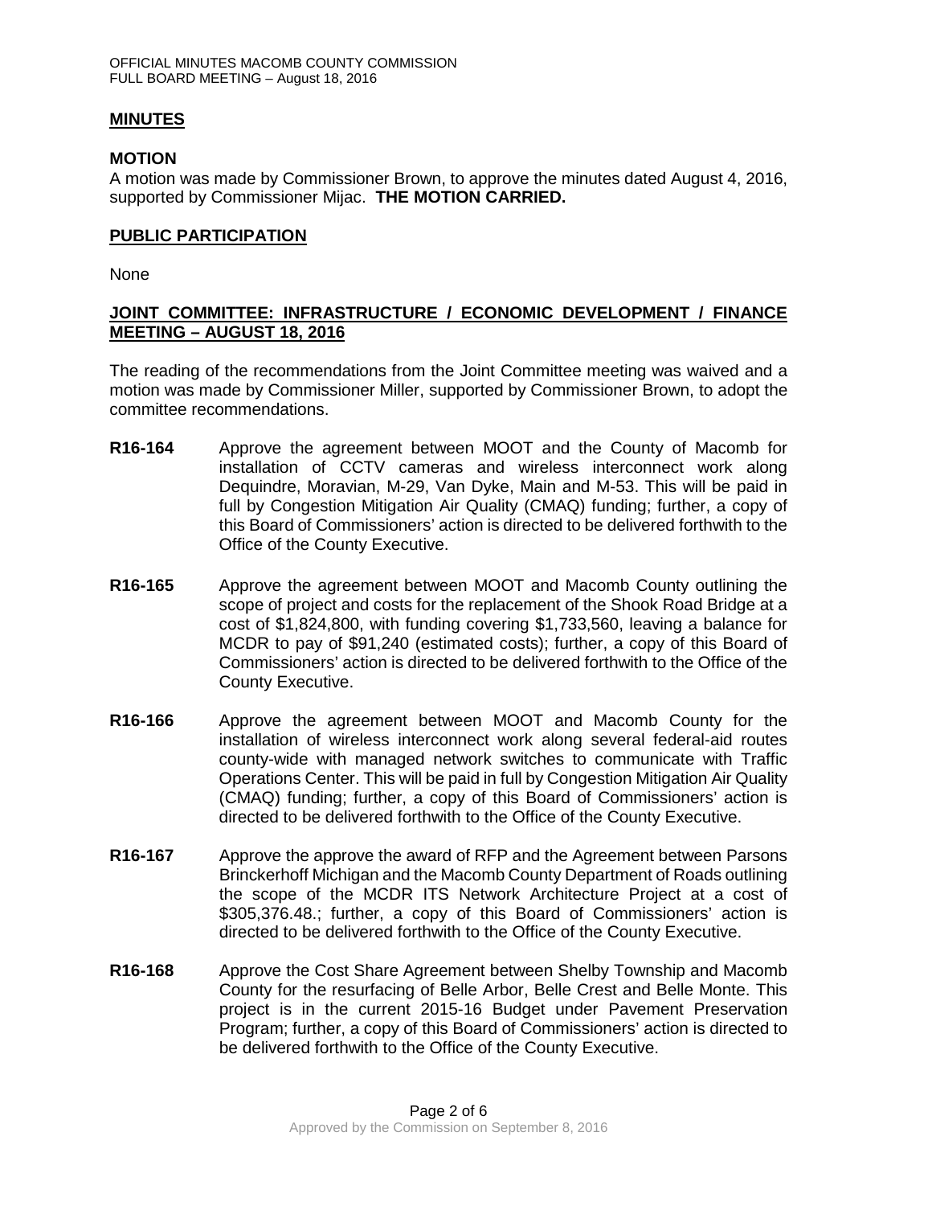## MINUTES

### MOTION

A motion was made by Commissioner Brown, to approve the minutes dated August 4, 2016, supported by Commissioner Mijac. **THE MOTION CARRIED.**

## PUBLIC PARTICIPATION

None

## JOINT COMMITTEE: INFRASTRUCTURE / ECONOMIC DEVELOPMENT / FINANCE MEETING – AUGUST 18, 2016

The reading of the recommendations from the Joint Committee meeting was waived and a motion was made by Commissioner Miller, supported by Commissioner Brown, to adopt the committee recommendations.

**R16-164** Approve the agreement between MOOT and the County of Macomb for installation of CCTV cameras and wireless interconnect work along Dequindre, Moravian, M-29, Van Dyke, Main and M-53. This will be paid in full by Congestion Mitigation Air Quality (CMAQ) funding; further, a copy of this Board of Commissioners' action is directed to be delivered forthwith to the Office of the County Executive.

**R16-165** Approve the agreement between MOOT and Macomb County outlining the scope of project and costs for the replacement of the Shook Road Bridge at a cost of $1,824,800, with funding covering $1,733,560, leaving a balance for MCDR to pay of $91,240 (estimated costs); further, a copy of this Board of Commissioners' action is directed to be delivered forthwith to the Office of the County Executive.

**R16-166** Approve the agreement between MOOT and Macomb County for the installation of wireless interconnect work along several federal-aid routes county-wide with managed network switches to communicate with Traffic Operations Center. This will be paid in full by Congestion Mitigation Air Quality (CMAQ) funding; further, a copy of this Board of Commissioners' action is directed to be delivered forthwith to the Office of the County Executive.

**R16-167** Approve the approve the award of RFP and the Agreement between Parsons Brinckerhoff Michigan and the Macomb County Department of Roads outlining the scope of the MCDR ITS Network Architecture Project at a cost of $305,376.48.; further, a copy of this Board of Commissioners' action is directed to be delivered forthwith to the Office of the County Executive.

**R16-168** Approve the Cost Share Agreement between Shelby Township and Macomb County for the resurfacing of Belle Arbor, Belle Crest and Belle Monte. This project is in the current 2015-16 Budget under Pavement Preservation Program; further, a copy of this Board of Commissioners' action is directed to be delivered forthwith to the Office of the County Executive.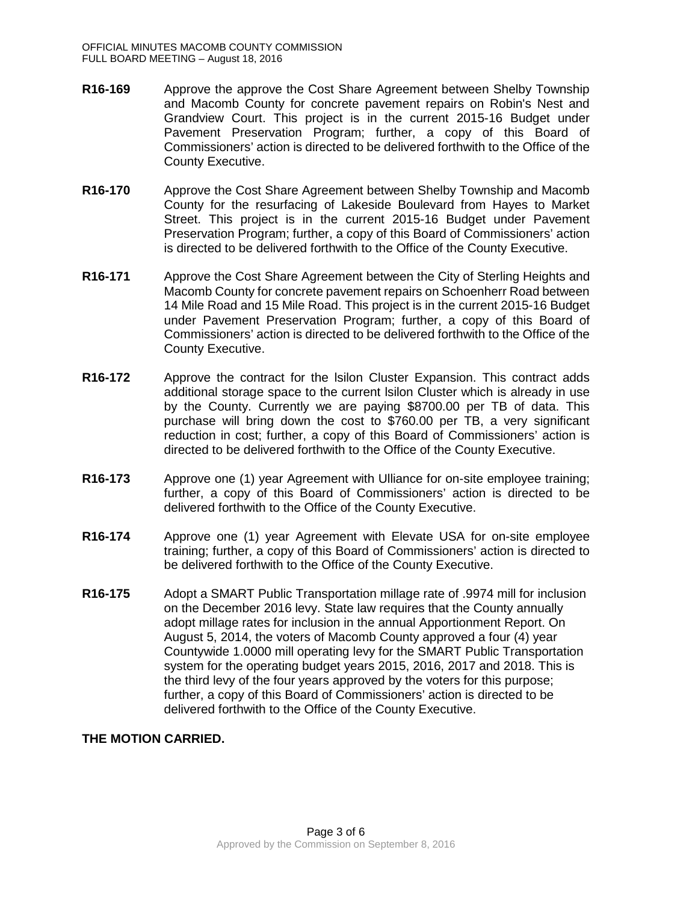**R16-169** Approve the approve the Cost Share Agreement between Shelby Township and Macomb County for concrete pavement repairs on Robin's Nest and Grandview Court. This project is in the current 2015-16 Budget under Pavement Preservation Program; further, a copy of this Board of Commissioners' action is directed to be delivered forthwith to the Office of the County Executive.

**R16-170** Approve the Cost Share Agreement between Shelby Township and Macomb County for the resurfacing of Lakeside Boulevard from Hayes to Market Street. This project is in the current 2015-16 Budget under Pavement Preservation Program; further, a copy of this Board of Commissioners' action is directed to be delivered forthwith to the Office of the County Executive.

**R16-171** Approve the Cost Share Agreement between the City of Sterling Heights and Macomb County for concrete pavement repairs on Schoenherr Road between 14 Mile Road and 15 Mile Road. This project is in the current 2015-16 Budget under Pavement Preservation Program; further, a copy of this Board of Commissioners' action is directed to be delivered forthwith to the Office of the County Executive.

**R16-172** Approve the contract for the lsilon Cluster Expansion. This contract adds additional storage space to the current lsilon Cluster which is already in use by the County. Currently we are paying $8700.00 per TB of data. This purchase will bring down the cost to $760.00 per TB, a very significant reduction in cost; further, a copy of this Board of Commissioners' action is directed to be delivered forthwith to the Office of the County Executive.

**R16-173** Approve one (1) year Agreement with Ulliance for on-site employee training; further, a copy of this Board of Commissioners' action is directed to be delivered forthwith to the Office of the County Executive.

**R16-174** Approve one (1) year Agreement with Elevate USA for on-site employee training; further, a copy of this Board of Commissioners' action is directed to be delivered forthwith to the Office of the County Executive.

**R16-175** Adopt a SMART Public Transportation millage rate of .9974 mill for inclusion on the December 2016 levy. State law requires that the County annually adopt millage rates for inclusion in the annual Apportionment Report. On August 5, 2014, the voters of Macomb County approved a four (4) year Countywide 1.0000 mill operating levy for the SMART Public Transportation system for the operating budget years 2015, 2016, 2017 and 2018. This is the third levy of the four years approved by the voters for this purpose; further, a copy of this Board of Commissioners' action is directed to be delivered forthwith to the Office of the County Executive.

**THE MOTION CARRIED.**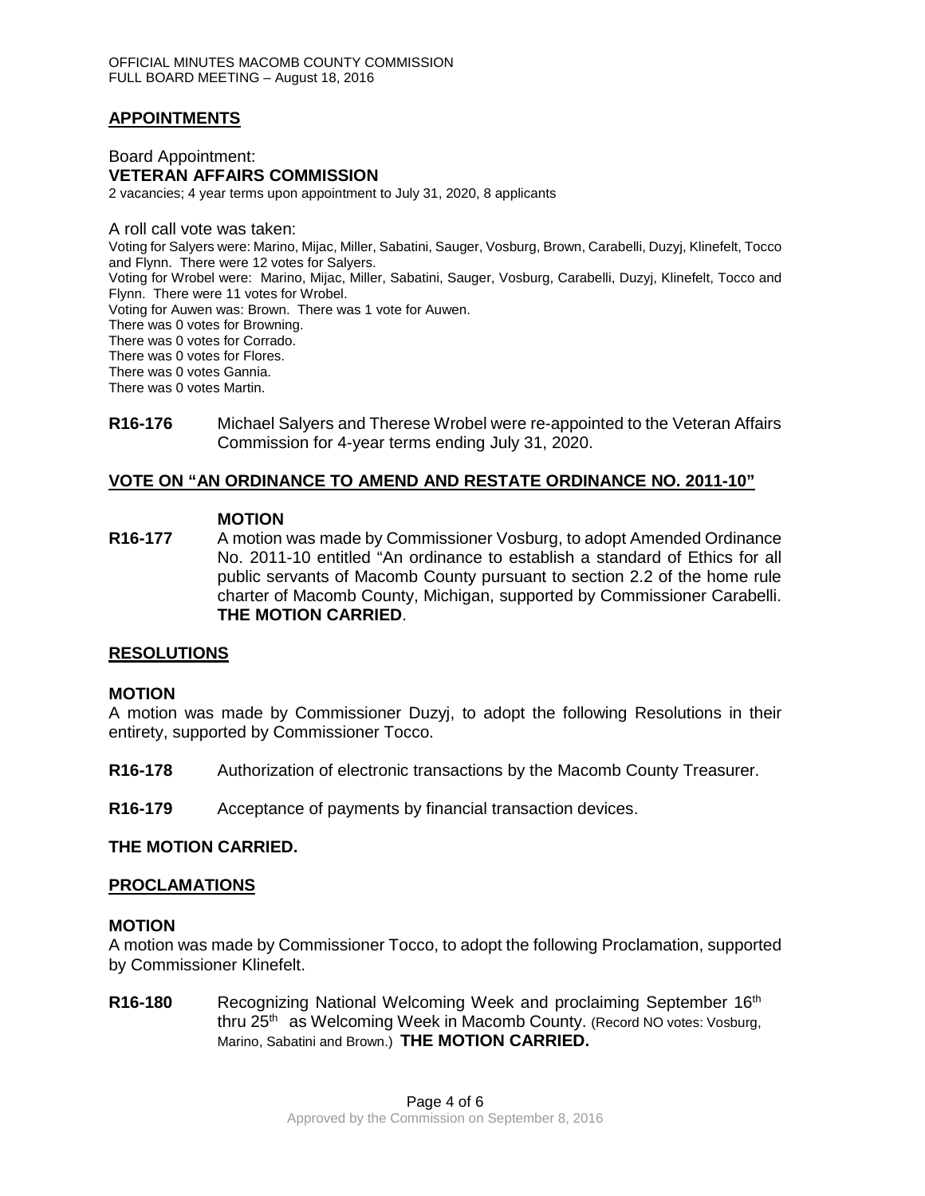## APPOINTMENTS

Board Appointment:
**VETERAN AFFAIRS COMMISSION**
2 vacancies; 4 year terms upon appointment to July 31, 2020, 8 applicants

A roll call vote was taken:
Voting for Salyers were: Marino, Mijac, Miller, Sabatini, Sauger, Vosburg, Brown, Carabelli, Duzyj, Klinefelt, Tocco and Flynn. There were 12 votes for Salyers.
Voting for Wrobel were: Marino, Mijac, Miller, Sabatini, Sauger, Vosburg, Carabelli, Duzyj, Klinefelt, Tocco and Flynn. There were 11 votes for Wrobel.
Voting for Auwen was: Brown. There was 1 vote for Auwen.
There was 0 votes for Browning.
There was 0 votes for Corrado.
There was 0 votes for Flores.
There was 0 votes Gannia.
There was 0 votes Martin.

**R16-176** Michael Salyers and Therese Wrobel were re-appointed to the Veteran Affairs Commission for 4-year terms ending July 31, 2020.

## VOTE ON "AN ORDINANCE TO AMEND AND RESTATE ORDINANCE NO. 2011-10"

**MOTION**

**R16-177** A motion was made by Commissioner Vosburg, to adopt Amended Ordinance No. 2011-10 entitled "An ordinance to establish a standard of Ethics for all public servants of Macomb County pursuant to section 2.2 of the home rule charter of Macomb County, Michigan, supported by Commissioner Carabelli. **THE MOTION CARRIED**.

## RESOLUTIONS

**MOTION**
A motion was made by Commissioner Duzyj, to adopt the following Resolutions in their entirety, supported by Commissioner Tocco.

**R16-178** Authorization of electronic transactions by the Macomb County Treasurer.

**R16-179** Acceptance of payments by financial transaction devices.

**THE MOTION CARRIED.**

## PROCLAMATIONS

**MOTION**
A motion was made by Commissioner Tocco, to adopt the following Proclamation, supported by Commissioner Klinefelt.

**R16-180** Recognizing National Welcoming Week and proclaiming September 16th thru 25th as Welcoming Week in Macomb County. (Record NO votes: Vosburg, Marino, Sabatini and Brown.) **THE MOTION CARRIED.**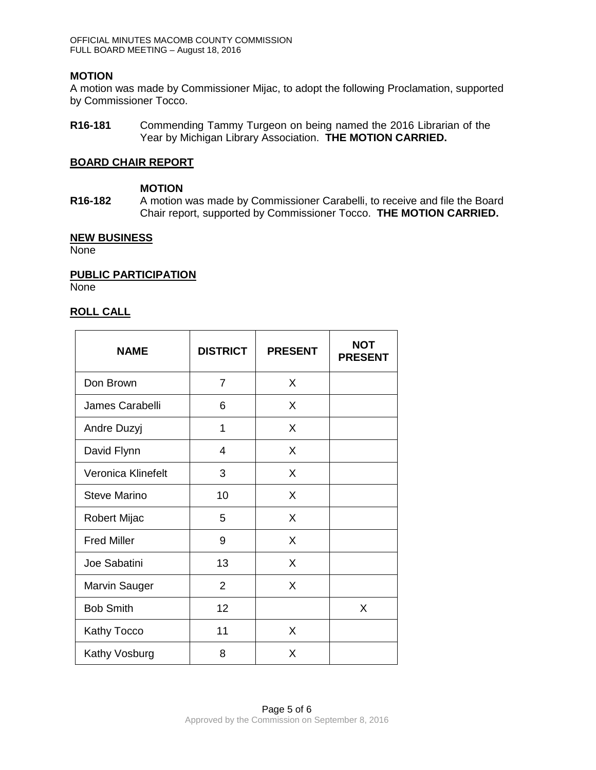**MOTION**

A motion was made by Commissioner Mijac, to adopt the following Proclamation, supported by Commissioner Tocco.

**R16-181** Commending Tammy Turgeon on being named the 2016 Librarian of the Year by Michigan Library Association. **THE MOTION CARRIED.**

## BOARD CHAIR REPORT

**MOTION**

**R16-182** A motion was made by Commissioner Carabelli, to receive and file the Board Chair report, supported by Commissioner Tocco. **THE MOTION CARRIED.**

## NEW BUSINESS

None

## PUBLIC PARTICIPATION

None

## ROLL CALL

| NAME | DISTRICT | PRESENT | NOT PRESENT |
|---|---|---|---|
| Don Brown | 7 | X | |
| James Carabelli | 6 | X | |
| Andre Duzyj | 1 | X | |
| David Flynn | 4 | X | |
| Veronica Klinefelt | 3 | X | |
| Steve Marino | 10 | X | |
| Robert Mijac | 5 | X | |
| Fred Miller | 9 | X | |
| Joe Sabatini | 13 | X | |
| Marvin Sauger | 2 | X | |
| Bob Smith | 12 | | X |
| Kathy Tocco | 11 | X | |
| Kathy Vosburg | 8 | X | |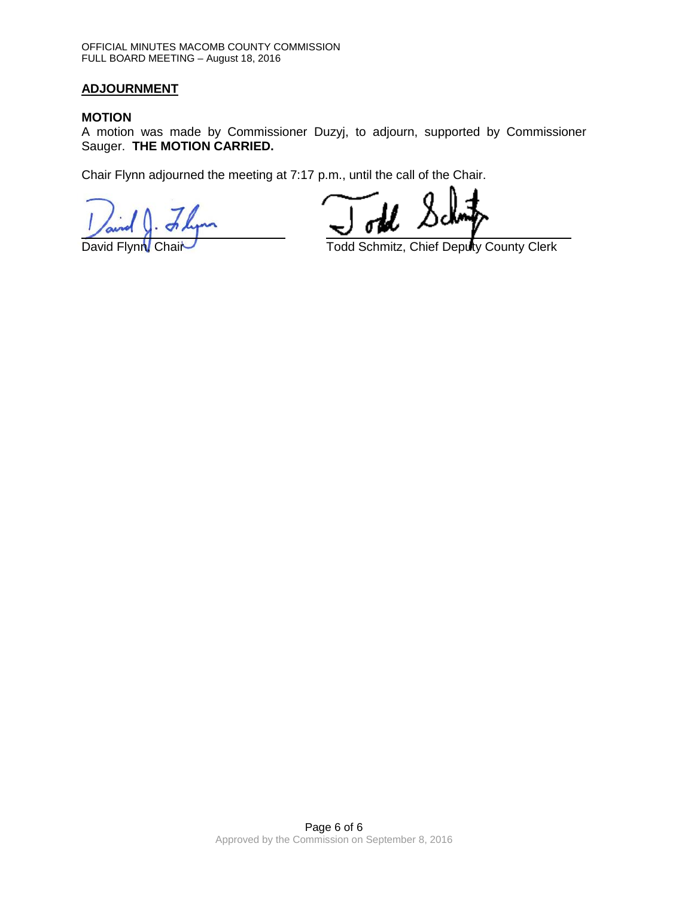## ADJOURNMENT

### MOTION

A motion was made by Commissioner Duzyj, to adjourn, supported by Commissioner Sauger. **THE MOTION CARRIED.**

Chair Flynn adjourned the meeting at 7:17 p.m., until the call of the Chair.

David Flynn, Chair

Todd Schmitz, Chief Deputy County Clerk

Approved by the Commission on September 8, 2016